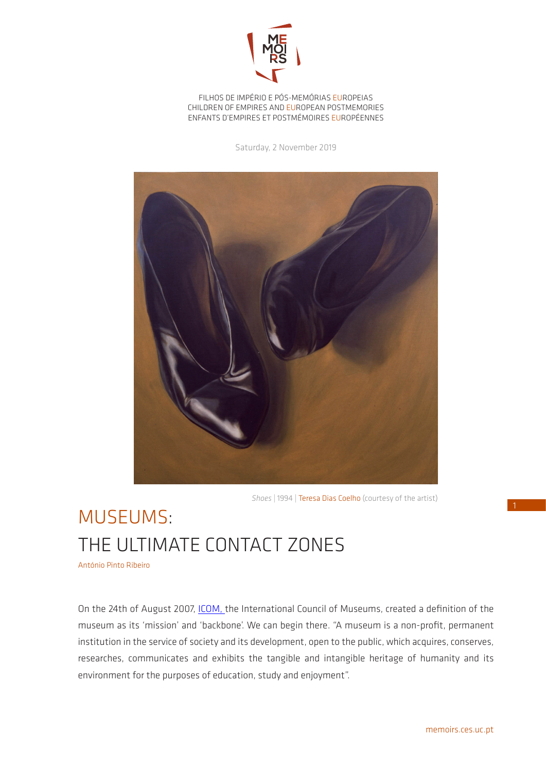FILHOS DE IMPÉRIO E PÓS-MEMÓRIAS EUROPEIAS
CHILDREN OF EMPIRES AND EUROPEAN POSTMEMORIES
ENFANTS D'EMPIRES ET POSTMÉMOIRES EUROPÉENNES

Saturday, 2 November 2019

*Shoes* | 1994 | Teresa Dias Coelho (courtesy of the artist)

# MUSEUMS:
# THE ULTIMATE CONTACT ZONES

António Pinto Ribeiro

On the 24th of August 2007, ICOM, the International Council of Museums, created a definition of the museum as its 'mission' and 'backbone'. We can begin there. "A museum is a non-profit, permanent institution in the service of society and its development, open to the public, which acquires, conserves, researches, communicates and exhibits the tangible and intangible heritage of humanity and its environment for the purposes of education, study and enjoyment".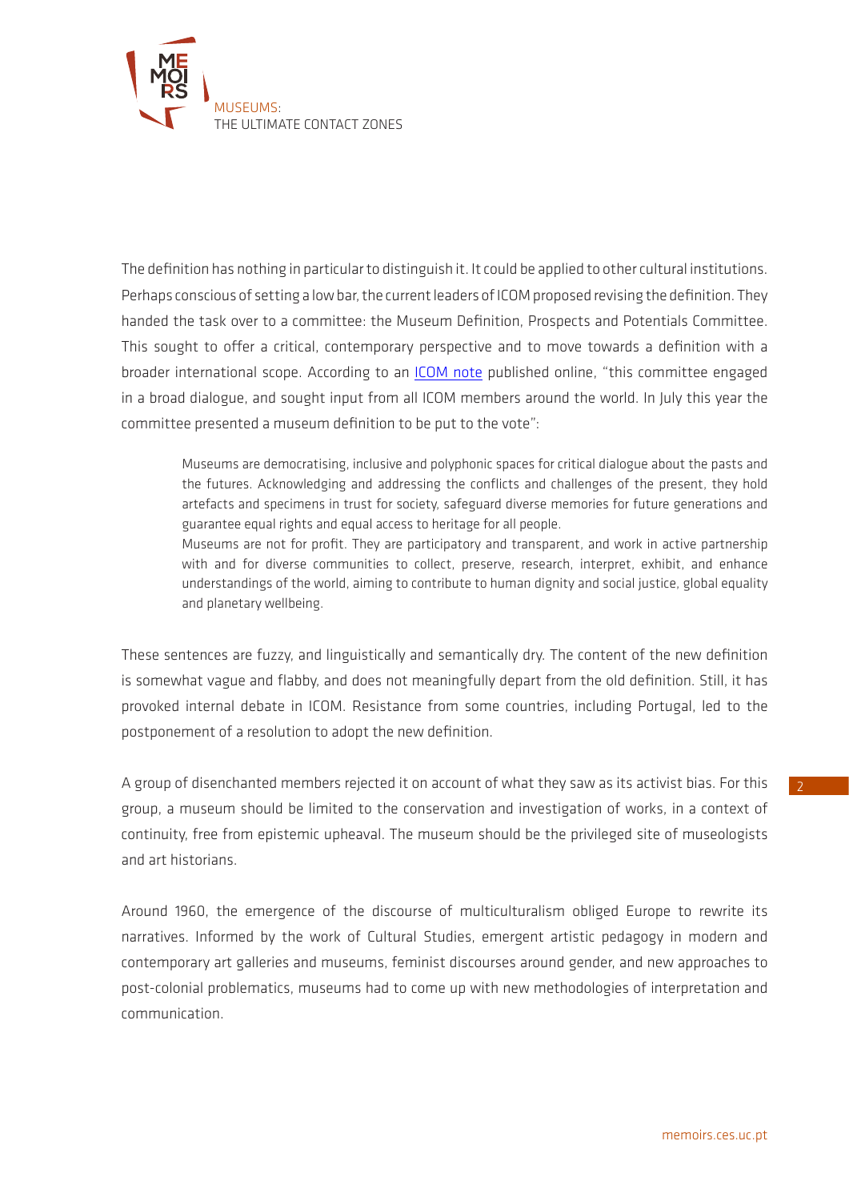The definition has nothing in particular to distinguish it. It could be applied to other cultural institutions. Perhaps conscious of setting a low bar, the current leaders of ICOM proposed revising the definition. They handed the task over to a committee: the Museum Definition, Prospects and Potentials Committee. This sought to offer a critical, contemporary perspective and to move towards a definition with a broader international scope. According to an ICOM note published online, "this committee engaged in a broad dialogue, and sought input from all ICOM members around the world. In July this year the committee presented a museum definition to be put to the vote":

> Museums are democratising, inclusive and polyphonic spaces for critical dialogue about the pasts and the futures. Acknowledging and addressing the conflicts and challenges of the present, they hold artefacts and specimens in trust for society, safeguard diverse memories for future generations and guarantee equal rights and equal access to heritage for all people.
> Museums are not for profit. They are participatory and transparent, and work in active partnership with and for diverse communities to collect, preserve, research, interpret, exhibit, and enhance understandings of the world, aiming to contribute to human dignity and social justice, global equality and planetary wellbeing.

These sentences are fuzzy, and linguistically and semantically dry. The content of the new definition is somewhat vague and flabby, and does not meaningfully depart from the old definition. Still, it has provoked internal debate in ICOM. Resistance from some countries, including Portugal, led to the postponement of a resolution to adopt the new definition.

A group of disenchanted members rejected it on account of what they saw as its activist bias. For this group, a museum should be limited to the conservation and investigation of works, in a context of continuity, free from epistemic upheaval. The museum should be the privileged site of museologists and art historians.

Around 1960, the emergence of the discourse of multiculturalism obliged Europe to rewrite its narratives. Informed by the work of Cultural Studies, emergent artistic pedagogy in modern and contemporary art galleries and museums, feminist discourses around gender, and new approaches to post-colonial problematics, museums had to come up with new methodologies of interpretation and communication.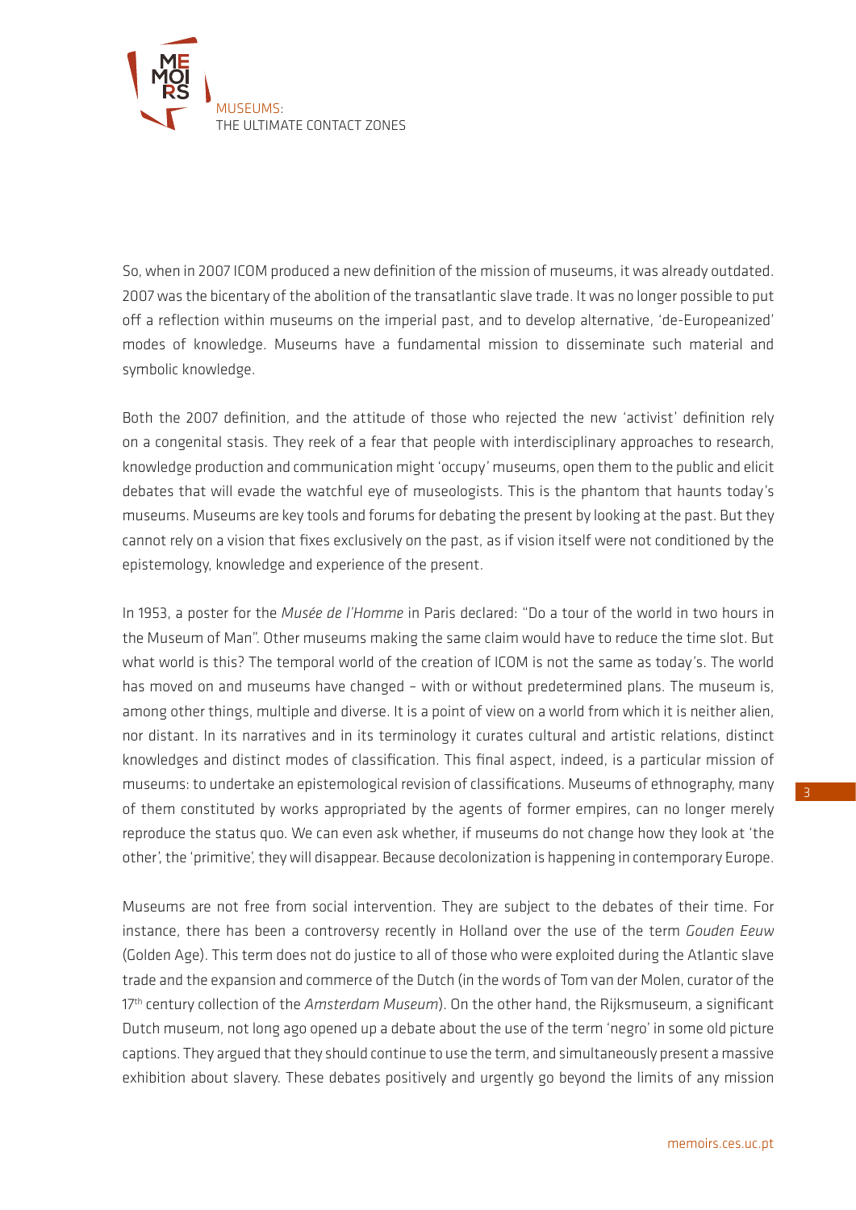So, when in 2007 ICOM produced a new definition of the mission of museums, it was already outdated. 2007 was the bicentary of the abolition of the transatlantic slave trade. It was no longer possible to put off a reflection within museums on the imperial past, and to develop alternative, 'de-Europeanized' modes of knowledge. Museums have a fundamental mission to disseminate such material and symbolic knowledge.

Both the 2007 definition, and the attitude of those who rejected the new 'activist' definition rely on a congenital stasis. They reek of a fear that people with interdisciplinary approaches to research, knowledge production and communication might 'occupy' museums, open them to the public and elicit debates that will evade the watchful eye of museologists. This is the phantom that haunts today's museums. Museums are key tools and forums for debating the present by looking at the past. But they cannot rely on a vision that fixes exclusively on the past, as if vision itself were not conditioned by the epistemology, knowledge and experience of the present.

In 1953, a poster for the *Musée de l'Homme* in Paris declared: "Do a tour of the world in two hours in the Museum of Man". Other museums making the same claim would have to reduce the time slot. But what world is this? The temporal world of the creation of ICOM is not the same as today's. The world has moved on and museums have changed – with or without predetermined plans. The museum is, among other things, multiple and diverse. It is a point of view on a world from which it is neither alien, nor distant. In its narratives and in its terminology it curates cultural and artistic relations, distinct knowledges and distinct modes of classification. This final aspect, indeed, is a particular mission of museums: to undertake an epistemological revision of classifications. Museums of ethnography, many of them constituted by works appropriated by the agents of former empires, can no longer merely reproduce the status quo. We can even ask whether, if museums do not change how they look at 'the other', the 'primitive', they will disappear. Because decolonization is happening in contemporary Europe.

Museums are not free from social intervention. They are subject to the debates of their time. For instance, there has been a controversy recently in Holland over the use of the term *Gouden Eeuw* (Golden Age). This term does not do justice to all of those who were exploited during the Atlantic slave trade and the expansion and commerce of the Dutch (in the words of Tom van der Molen, curator of the 17th century collection of the *Amsterdam Museum*). On the other hand, the Rijksmuseum, a significant Dutch museum, not long ago opened up a debate about the use of the term 'negro' in some old picture captions. They argued that they should continue to use the term, and simultaneously present a massive exhibition about slavery. These debates positively and urgently go beyond the limits of any mission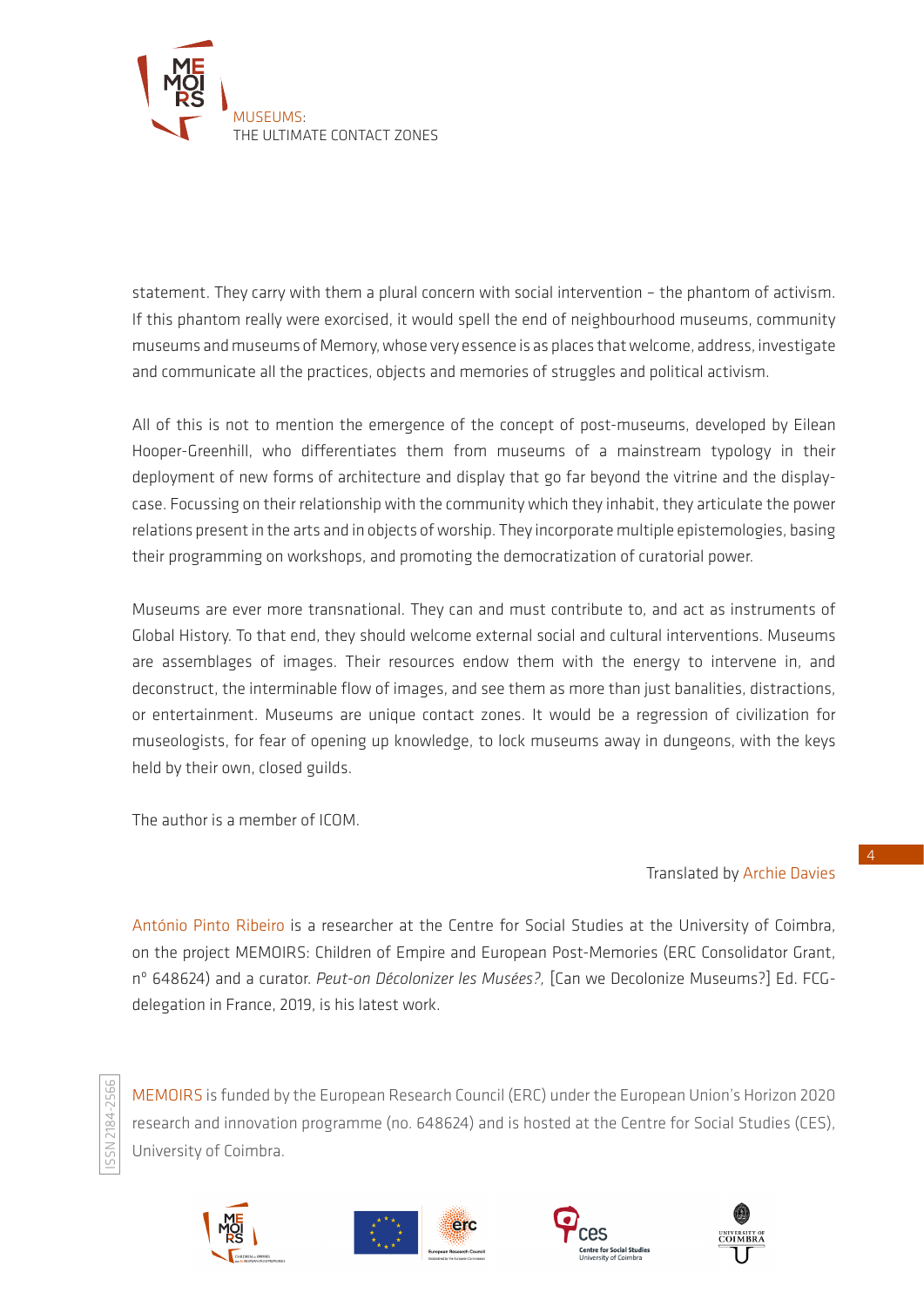statement. They carry with them a plural concern with social intervention – the phantom of activism. If this phantom really were exorcised, it would spell the end of neighbourhood museums, community museums and museums of Memory, whose very essence is as places that welcome, address, investigate and communicate all the practices, objects and memories of struggles and political activism.

All of this is not to mention the emergence of the concept of post-museums, developed by Eilean Hooper-Greenhill, who differentiates them from museums of a mainstream typology in their deployment of new forms of architecture and display that go far beyond the vitrine and the display-case. Focussing on their relationship with the community which they inhabit, they articulate the power relations present in the arts and in objects of worship. They incorporate multiple epistemologies, basing their programming on workshops, and promoting the democratization of curatorial power.

Museums are ever more transnational. They can and must contribute to, and act as instruments of Global History. To that end, they should welcome external social and cultural interventions. Museums are assemblages of images. Their resources endow them with the energy to intervene in, and deconstruct, the interminable flow of images, and see them as more than just banalities, distractions, or entertainment. Museums are unique contact zones. It would be a regression of civilization for museologists, for fear of opening up knowledge, to lock museums away in dungeons, with the keys held by their own, closed guilds.

The author is a member of ICOM.

Translated by Archie Davies

António Pinto Ribeiro is a researcher at the Centre for Social Studies at the University of Coimbra, on the project MEMOIRS: Children of Empire and European Post-Memories (ERC Consolidator Grant, nº 648624) and a curator. *Peut-on Décoloniser les Musées?,* [Can we Decolonize Museums?] Ed. FCG-delegation in France, 2019, is his latest work.

MEMOIRS is funded by the European Research Council (ERC) under the European Union's Horizon 2020 research and innovation programme (no. 648624) and is hosted at the Centre for Social Studies (CES), University of Coimbra.

ISSN 2184-2566